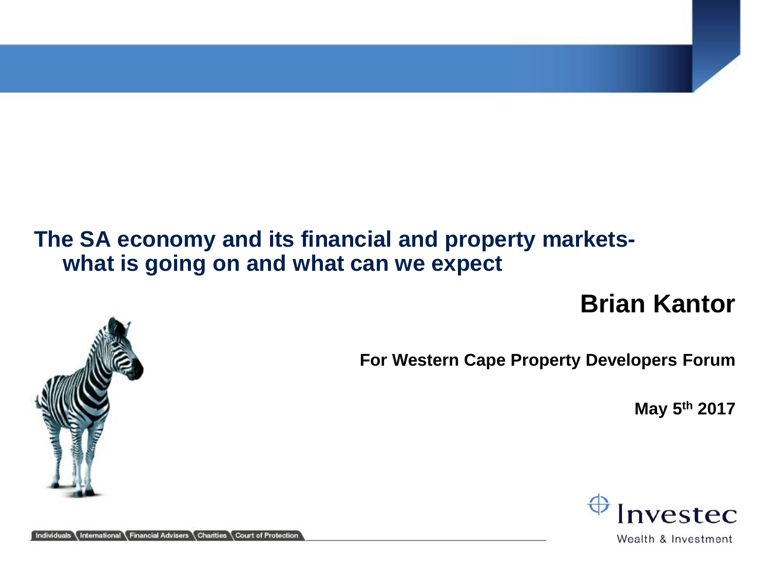# The SA economy and its financial and property markets- what is going on and what can we expect

## Brian Kantor

**For Western Cape Property Developers Forum**

**May 5th 2017**

Investec
Wealth & Investment

Individuals | International | Financial Advisers | Charities | Court of Protection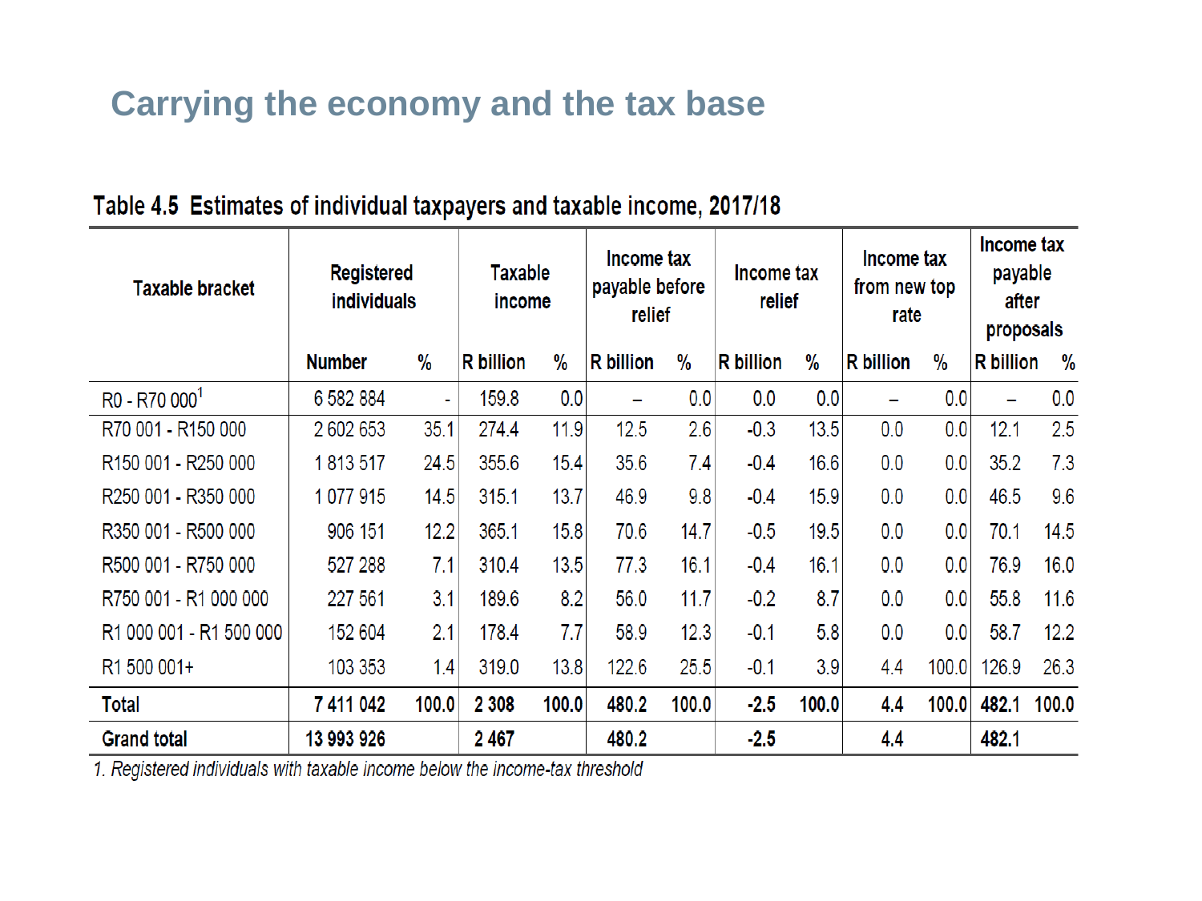# Carrying the economy and the tax base

**Table 4.5 Estimates of individual taxpayers and taxable income, 2017/18**

| Taxable bracket | Registered individuals | | Taxable income | | Income tax payable before relief | | Income tax relief | | Income tax from new top rate | | Income tax payable after proposals | |
|---|---|---|---|---|---|---|---|---|---|---|---|---|
| | Number | % | R billion | % | R billion | % | R billion | % | R billion | % | R billion | % |
| R0 - R70 000[1] | 6 582 884 | - | 159.8 | 0.0 | – | 0.0 | 0.0 | 0.0 | – | 0.0 | – | 0.0 |
| R70 001 - R150 000 | 2 602 653 | 35.1 | 274.4 | 11.9 | 12.5 | 2.6 | -0.3 | 13.5 | 0.0 | 0.0 | 12.1 | 2.5 |
| R150 001 - R250 000 | 1 813 517 | 24.5 | 355.6 | 15.4 | 35.6 | 7.4 | -0.4 | 16.6 | 0.0 | 0.0 | 35.2 | 7.3 |
| R250 001 - R350 000 | 1 077 915 | 14.5 | 315.1 | 13.7 | 46.9 | 9.8 | -0.4 | 15.9 | 0.0 | 0.0 | 46.5 | 9.6 |
| R350 001 - R500 000 | 906 151 | 12.2 | 365.1 | 15.8 | 70.6 | 14.7 | -0.5 | 19.5 | 0.0 | 0.0 | 70.1 | 14.5 |
| R500 001 - R750 000 | 527 288 | 7.1 | 310.4 | 13.5 | 77.3 | 16.1 | -0.4 | 16.1 | 0.0 | 0.0 | 76.9 | 16.0 |
| R750 001 - R1 000 000 | 227 561 | 3.1 | 189.6 | 8.2 | 56.0 | 11.7 | -0.2 | 8.7 | 0.0 | 0.0 | 55.8 | 11.6 |
| R1 000 001 - R1 500 000 | 152 604 | 2.1 | 178.4 | 7.7 | 58.9 | 12.3 | -0.1 | 5.8 | 0.0 | 0.0 | 58.7 | 12.2 |
| R1 500 001+ | 103 353 | 1.4 | 319.0 | 13.8 | 122.6 | 25.5 | -0.1 | 3.9 | 4.4 | 100.0 | 126.9 | 26.3 |
| **Total** | **7 411 042** | **100.0** | **2 308** | **100.0** | **480.2** | **100.0** | **-2.5** | **100.0** | **4.4** | **100.0** | **482.1** | **100.0** |
| **Grand total** | **13 993 926** | | **2 467** | | **480.2** | | **-2.5** | | **4.4** | | **482.1** | |

*1. Registered individuals with taxable income below the income-tax threshold*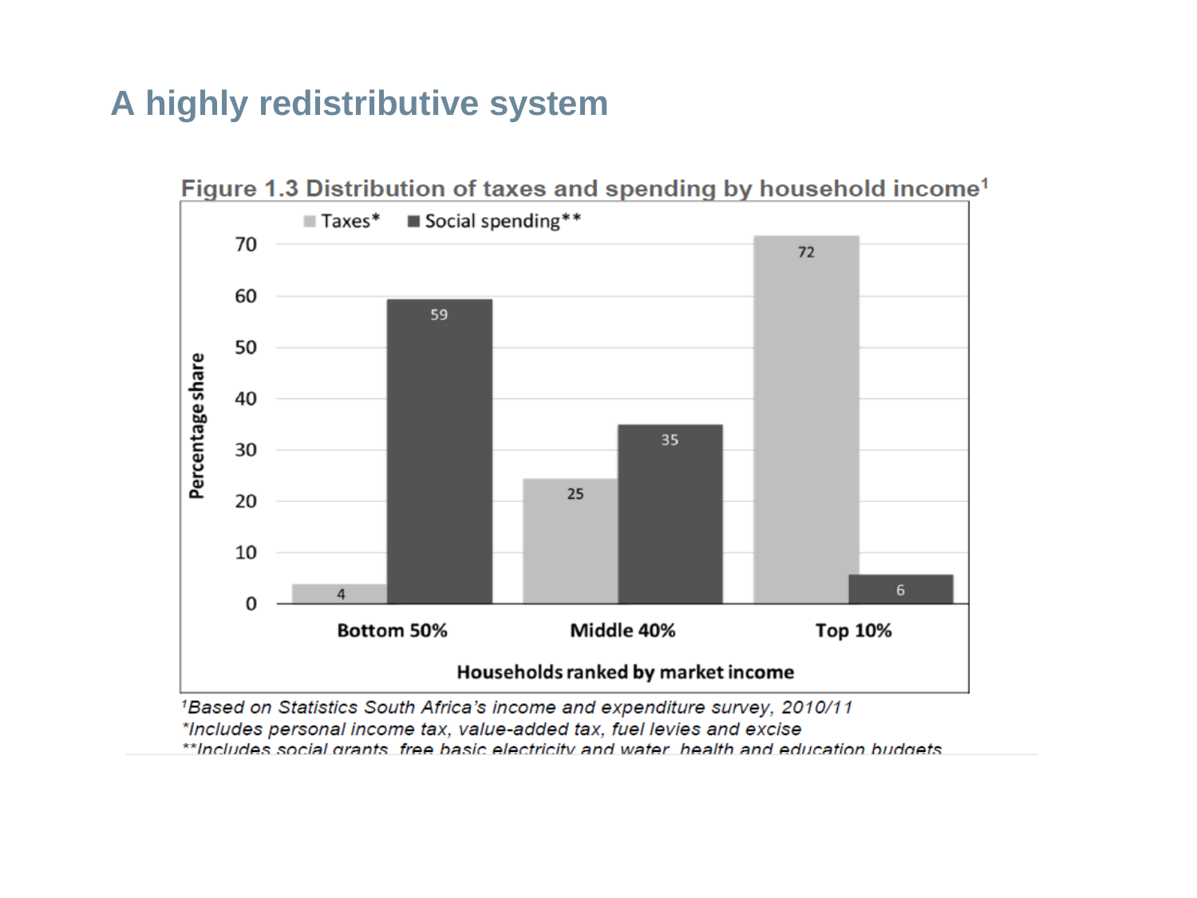# A highly redistributive system

**Figure 1.3 Distribution of taxes and spending by household income**[1]

| Households ranked by market income | Taxes* | Social spending** |
|---|---|---|
| Bottom 50% | 4 | 59 |
| Middle 40% | 25 | 35 |
| Top 10% | 72 | 6 |

*Percentage share*

[1]*Based on Statistics South Africa's income and expenditure survey, 2010/11*

*\*Includes personal income tax, value-added tax, fuel levies and excise*

*\*\*Includes social grants, free basic electricity and water, health and education budgets*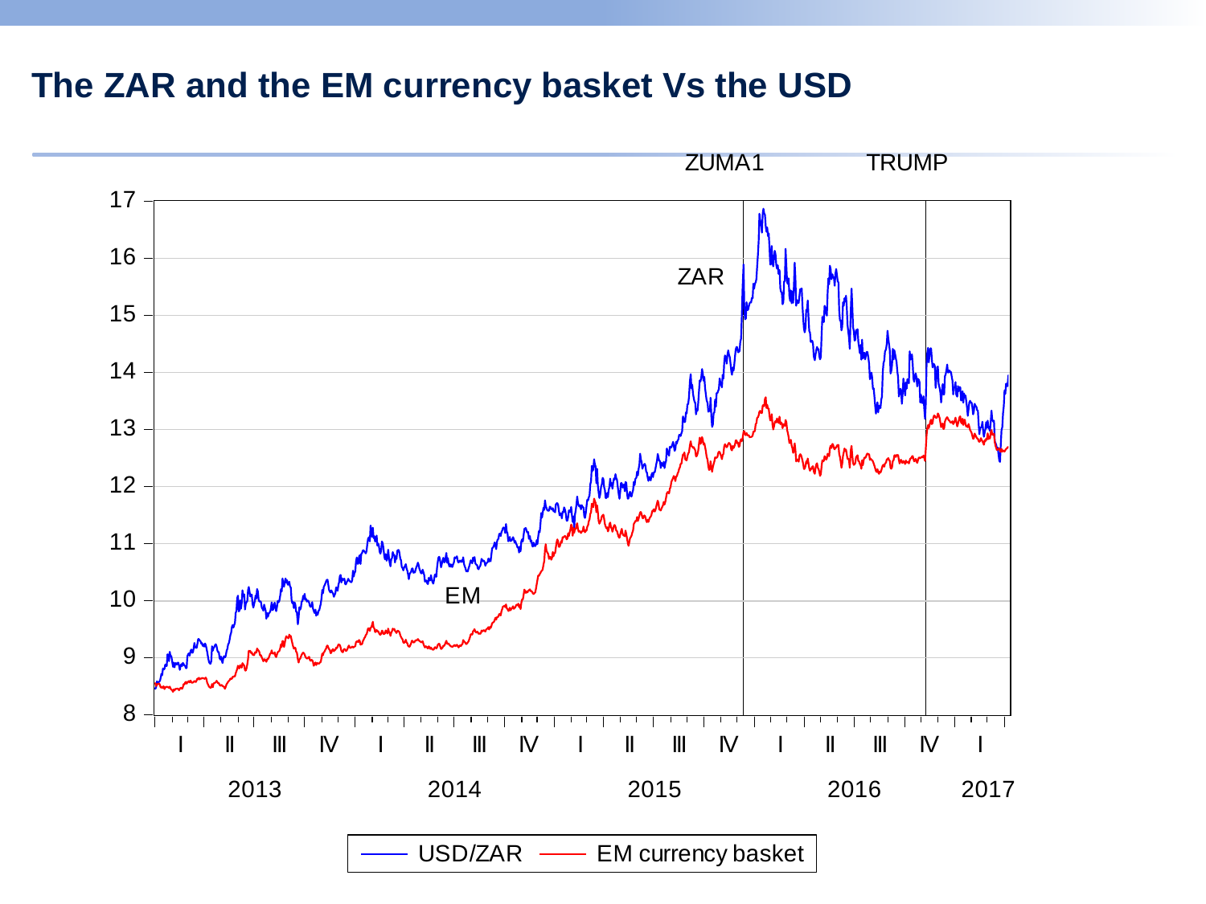# The ZAR and the EM currency basket Vs the USD

ZUMA1 TRUMP

ZAR

EM

USD/ZAR — EM currency basket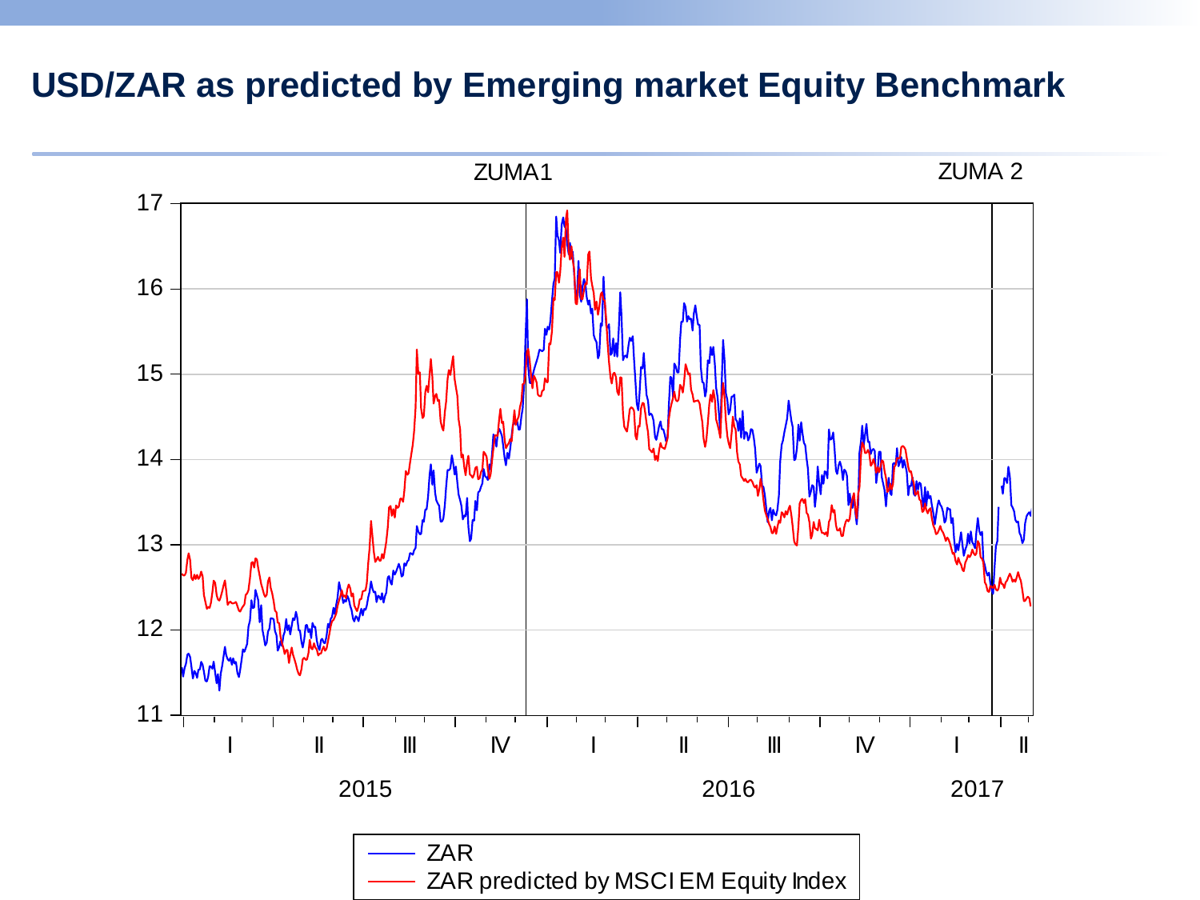# USD/ZAR as predicted by Emerging market Equity Benchmark

ZUMA1

ZUMA 2

ZAR

ZAR predicted by MSCI EM Equity Index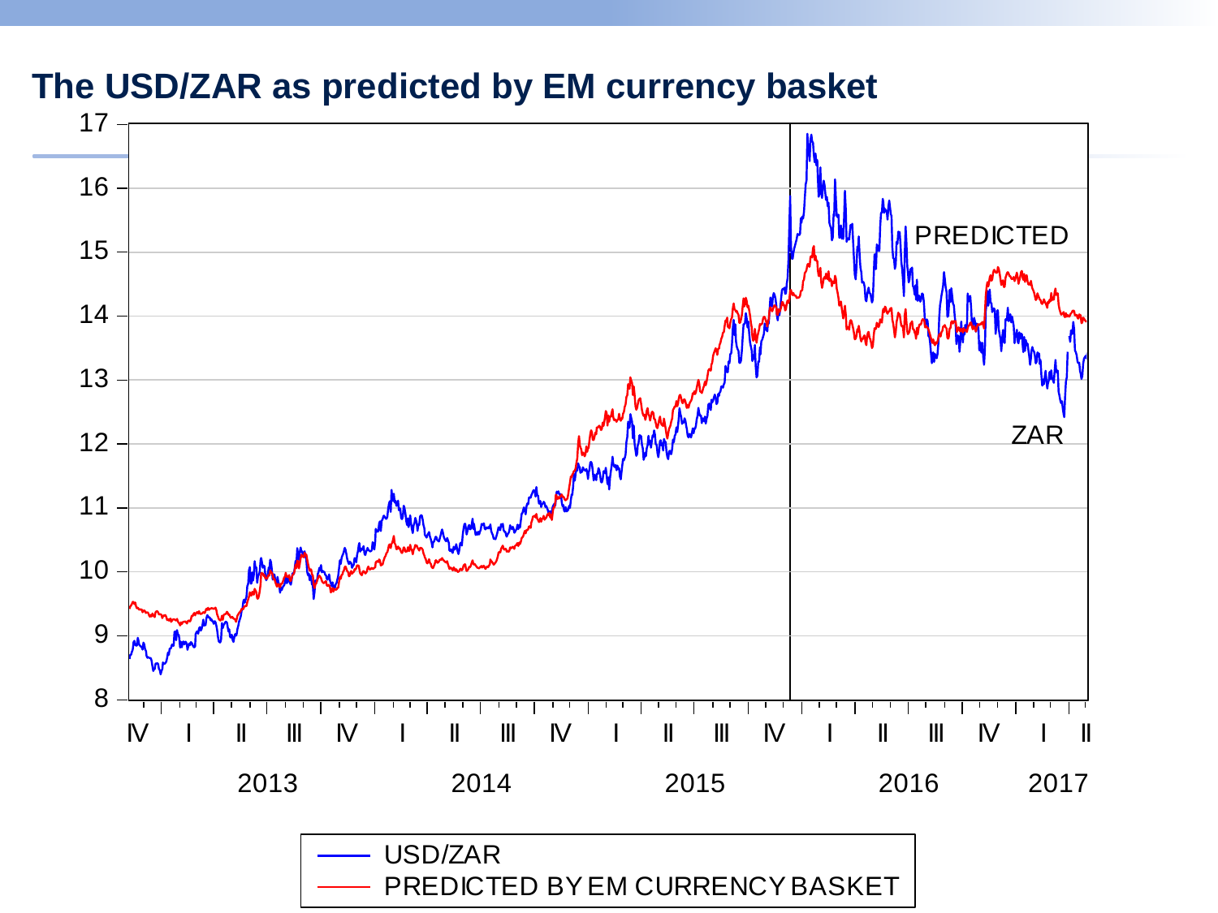## The USD/ZAR as predicted by EM currency basket

17
16
15
14
13
12
11
10
9
8

PREDICTED

ZAR

IV I II III IV I II III IV I II III IV I II III IV I II

2013 2014 2015 2016 2017

USD/ZAR
PREDICTED BY EM CURRENCY BASKET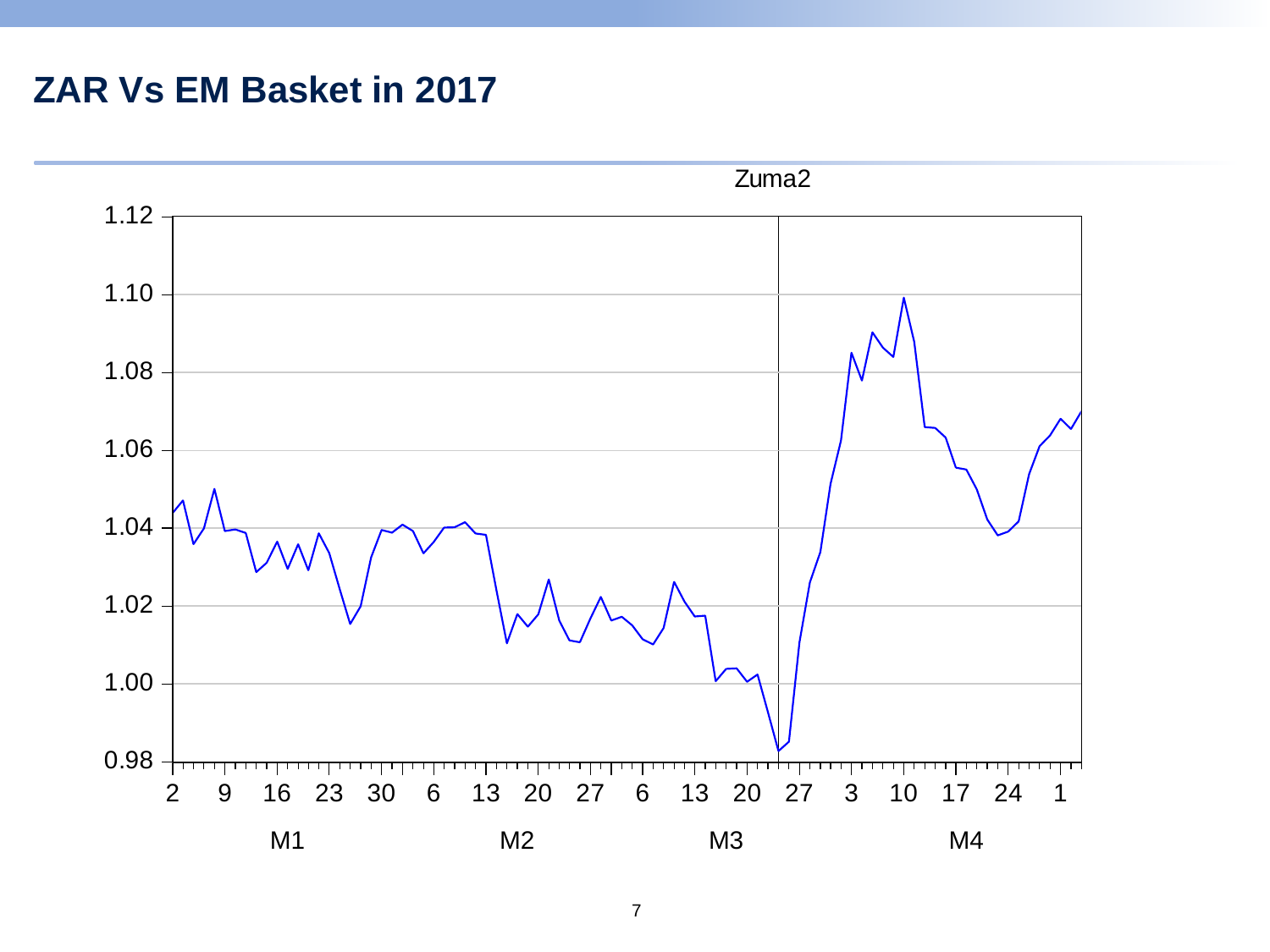# ZAR Vs EM Basket in 2017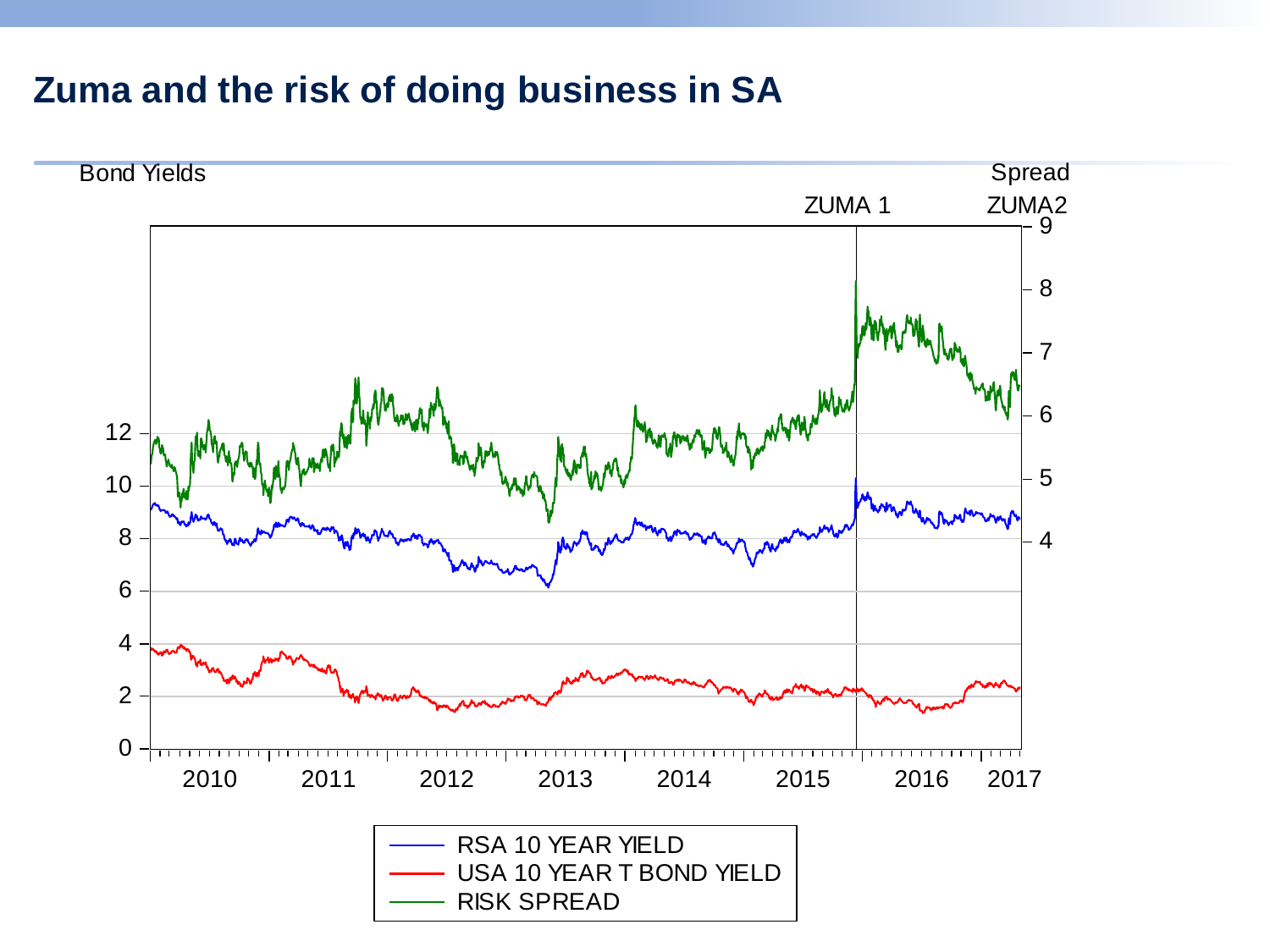# Zuma and the risk of doing business in SA

Bond Yields

Spread

ZUMA 1

ZUMA2

RSA 10 YEAR YIELD

USA 10 YEAR T BOND YIELD

RISK SPREAD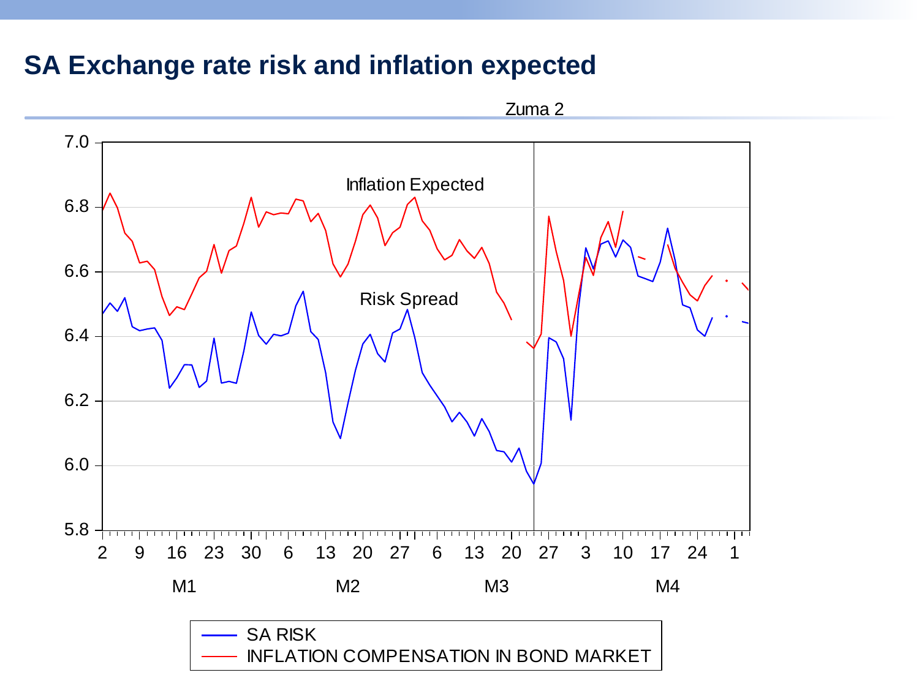# SA Exchange rate risk and inflation expected

Zuma 2

Inflation Expected

Risk Spread

7.0
6.8
6.6
6.4
6.2
6.0
5.8

2 9 16 23 30 6 13 20 27 6 13 20 27 3 10 17 24 1

M1 M2 M3 M4

SA RISK
INFLATION COMPENSATION IN BOND MARKET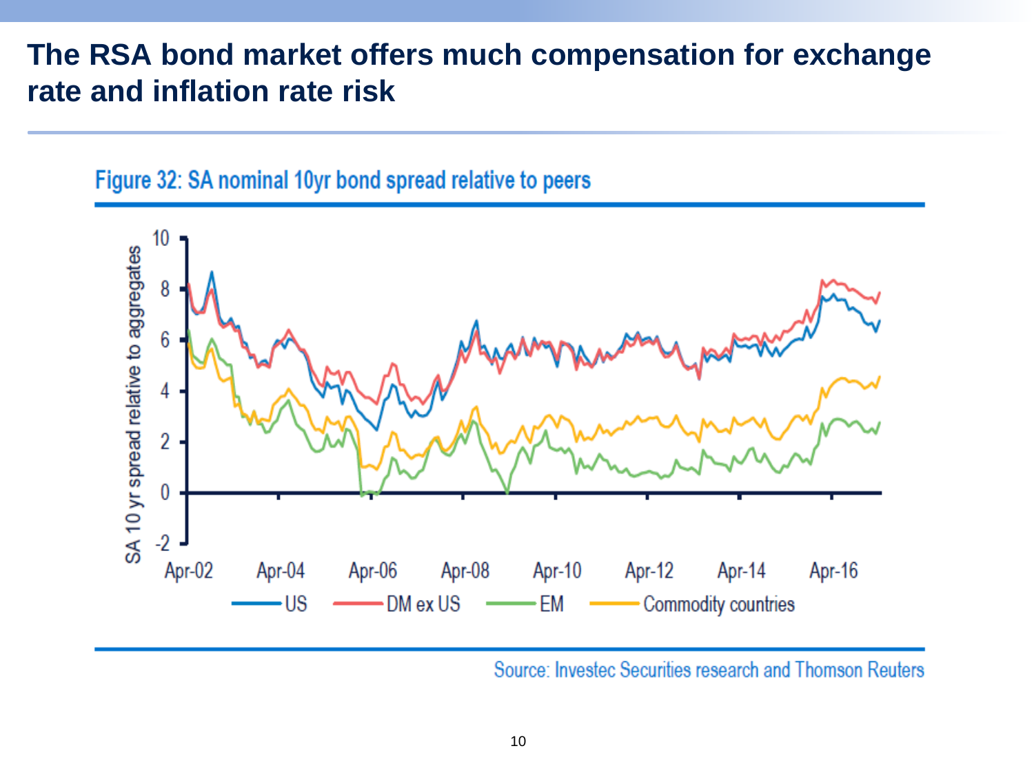# The RSA bond market offers much compensation for exchange rate and inflation rate risk

Figure 32: SA nominal 10yr bond spread relative to peers

Source: Investec Securities research and Thomson Reuters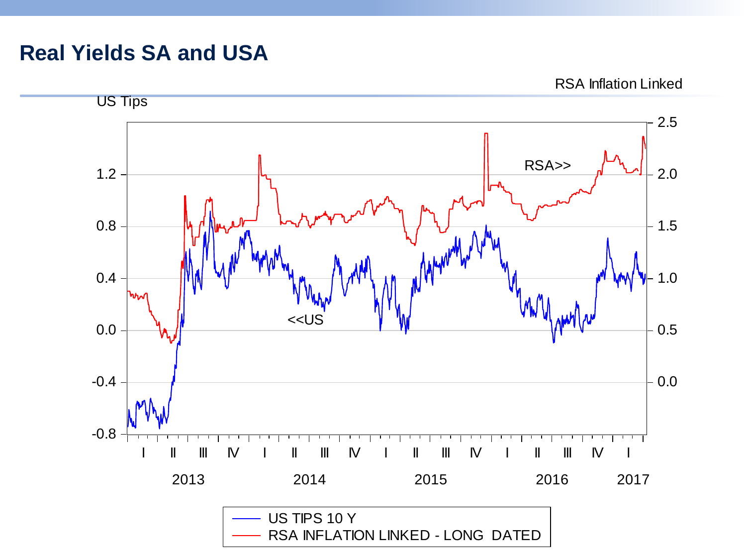# Real Yields SA and USA

RSA Inflation Linked

US Tips

RSA>>

<<US

US TIPS 10 Y

RSA INFLATION LINKED - LONG DATED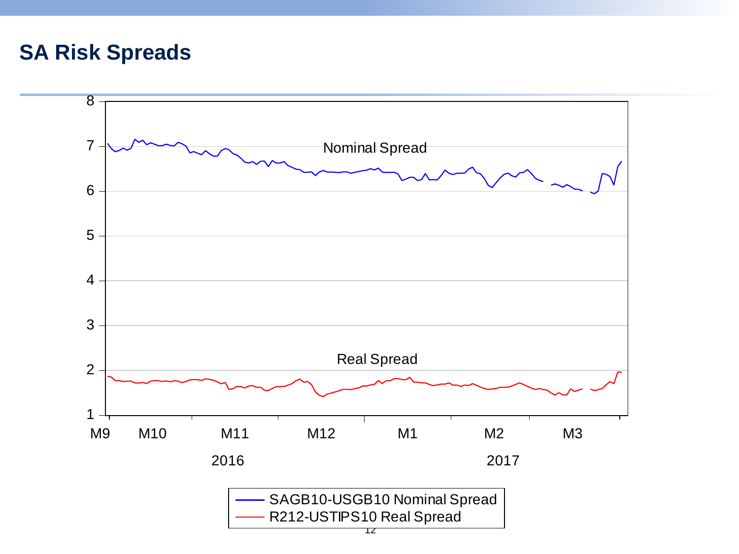## SA Risk Spreads

Nominal Spread

Real Spread

M9 M10 M11 M12 M1 M2 M3

2016 2017

SAGB10-USGB10 Nominal Spread

R212-USTIPS10 Real Spread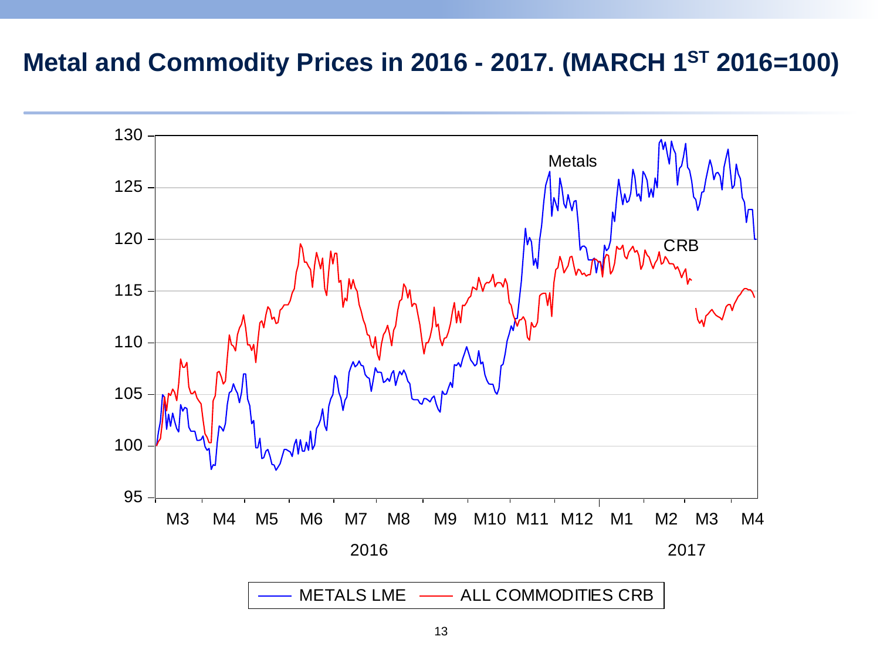# Metal and Commodity Prices in 2016 - 2017. (MARCH 1ST 2016=100)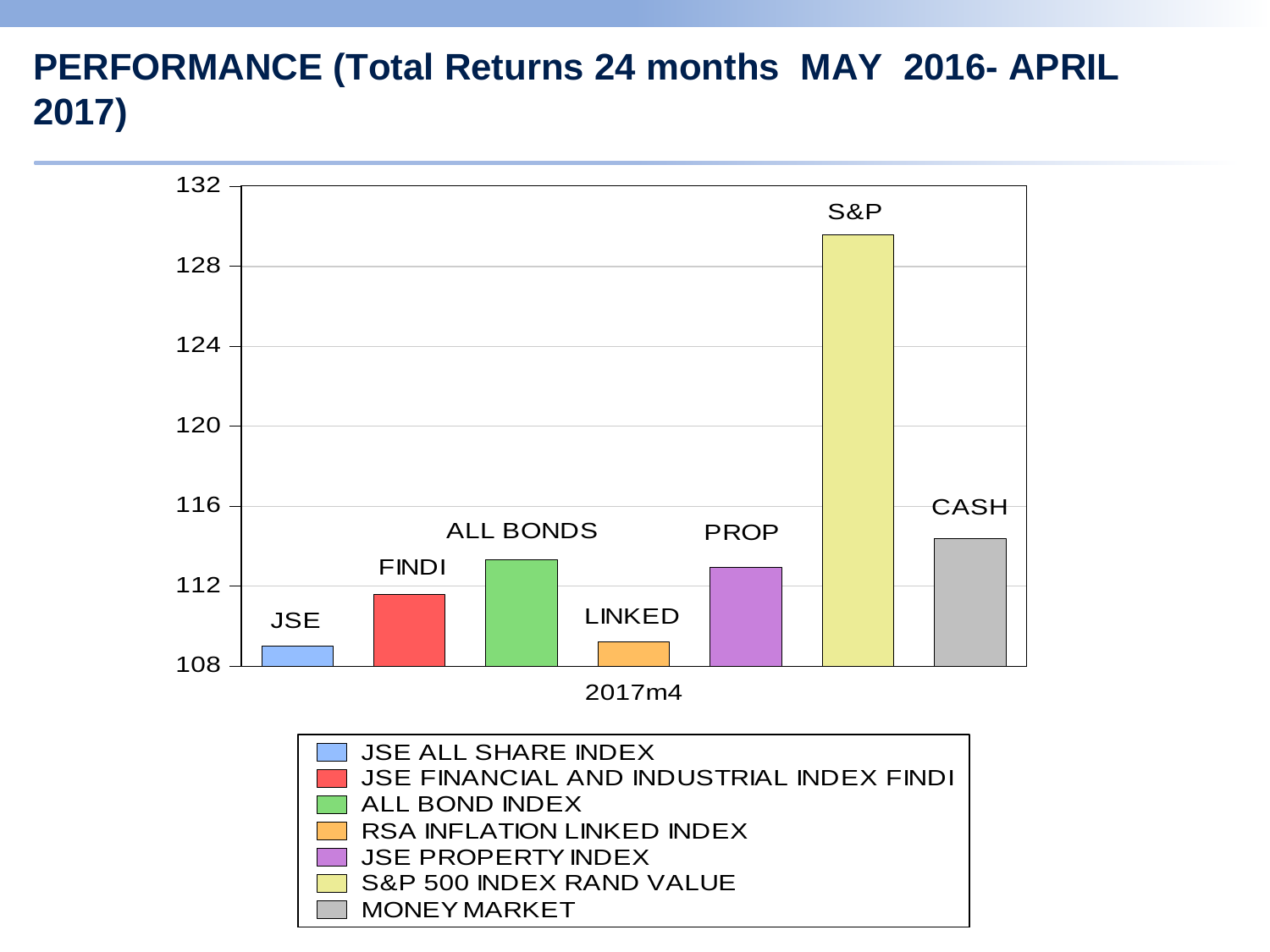# PERFORMANCE (Total Returns 24 months MAY 2016- APRIL 2017)

- JSE ALL SHARE INDEX
- JSE FINANCIAL AND INDUSTRIAL INDEX FINDI
- ALL BOND INDEX
- RSA INFLATION LINKED INDEX
- JSE PROPERTY INDEX
- S&P 500 INDEX RAND VALUE
- MONEY MARKET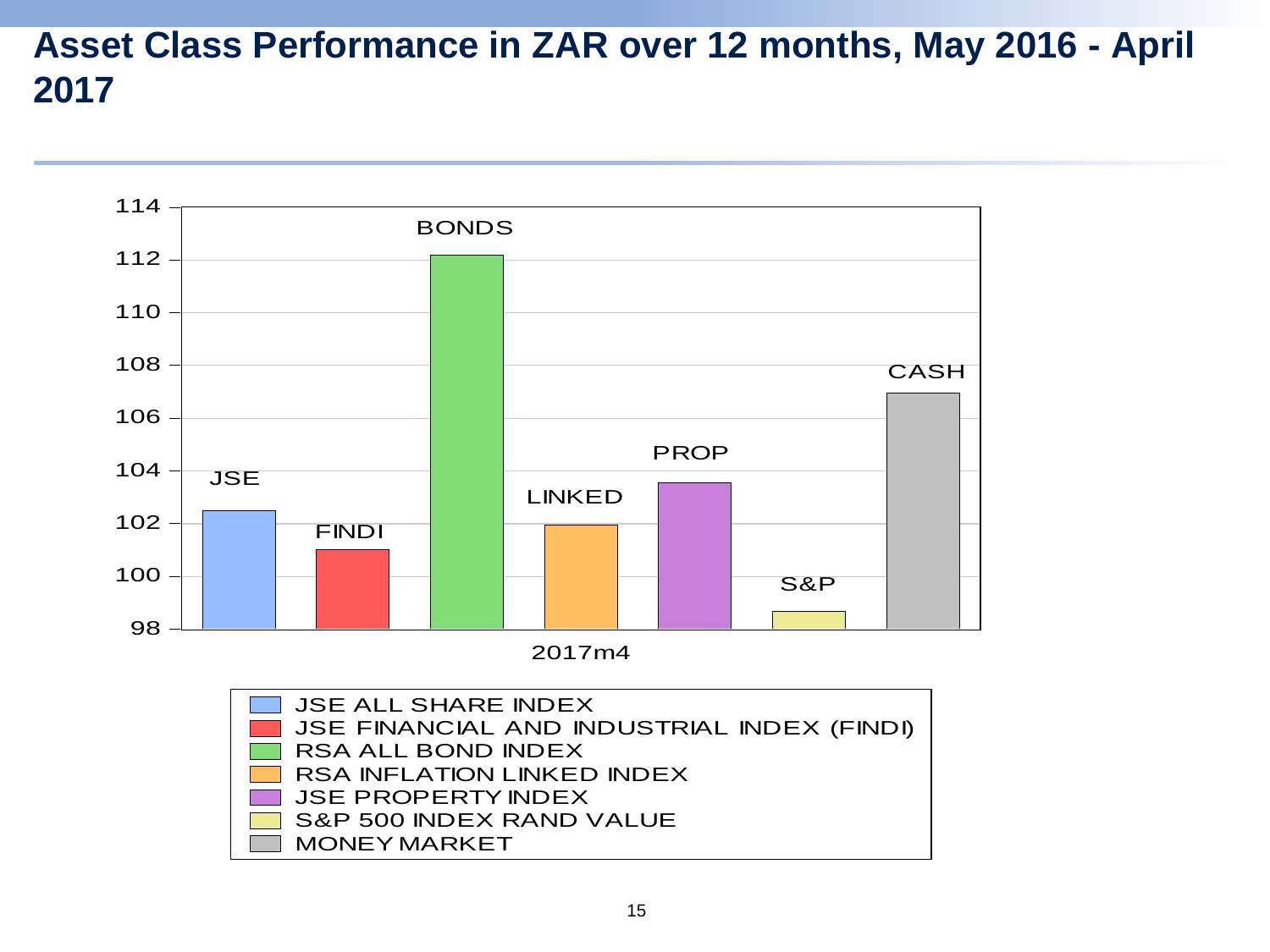# Asset Class Performance in ZAR over 12 months, May 2016 - April 2017

114
112
110
108
106
104
102
100
98

BONDS
CASH
PROP
JSE
LINKED
FINDI
S&P

2017m4

- JSE ALL SHARE INDEX
- JSE FINANCIAL AND INDUSTRIAL INDEX (FINDI)
- RSA ALL BOND INDEX
- RSA INFLATION LINKED INDEX
- JSE PROPERTY INDEX
- S&P 500 INDEX RAND VALUE
- MONEY MARKET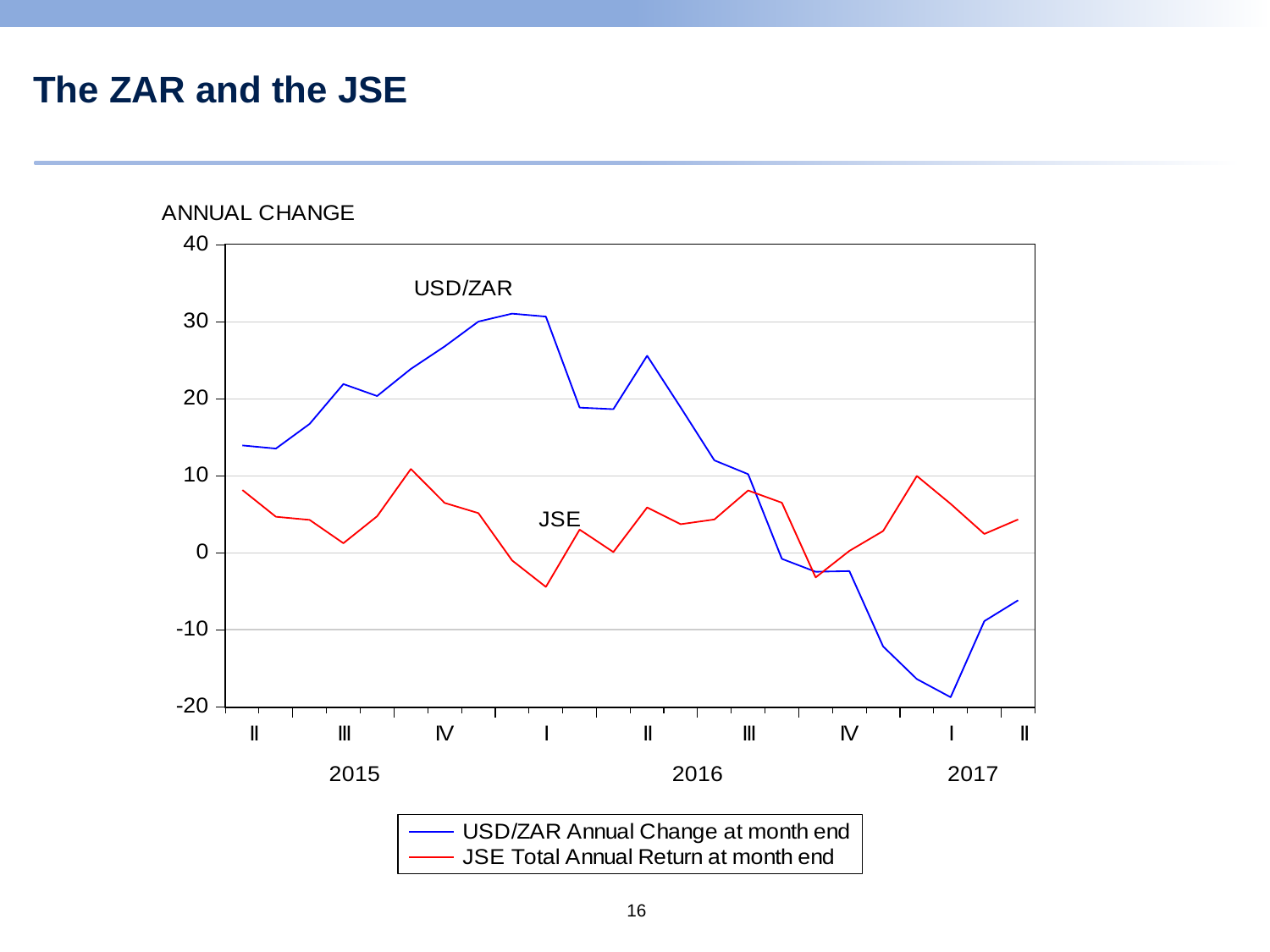# The ZAR and the JSE

ANNUAL CHANGE

USD/ZAR

JSE

USD/ZAR Annual Change at month end
JSE Total Annual Return at month end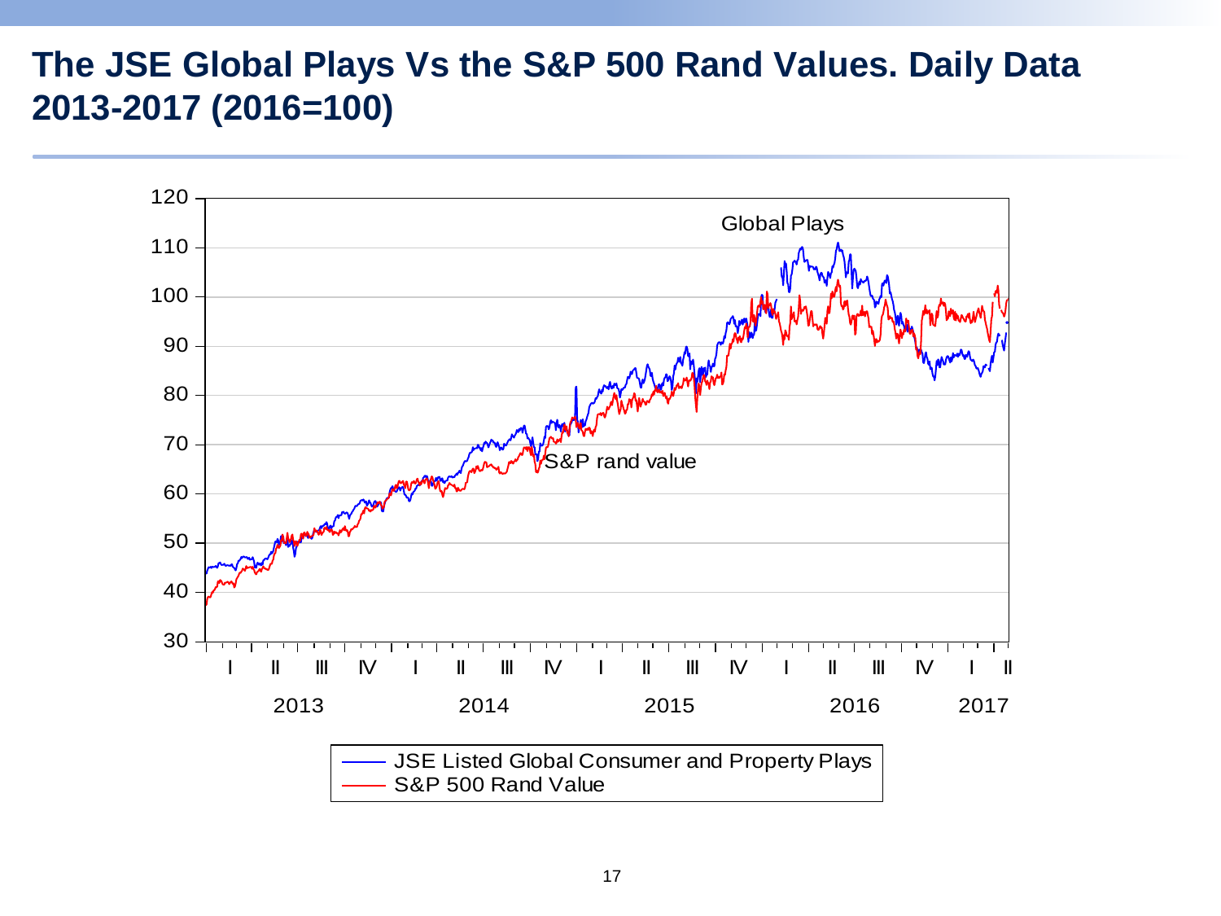# The JSE Global Plays Vs the S&P 500 Rand Values. Daily Data 2013-2017 (2016=100)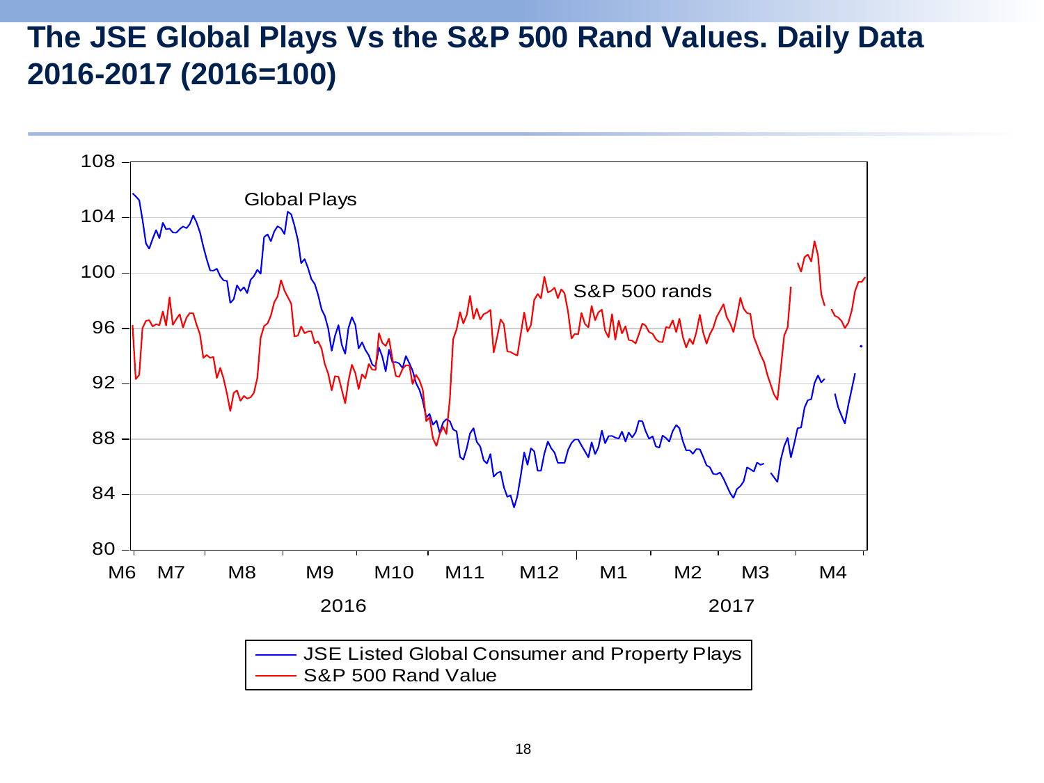# The JSE Global Plays Vs the S&P 500 Rand Values. Daily Data 2016-2017 (2016=100)

Global Plays

S&P 500 rands

- JSE Listed Global Consumer and Property Plays
- S&P 500 Rand Value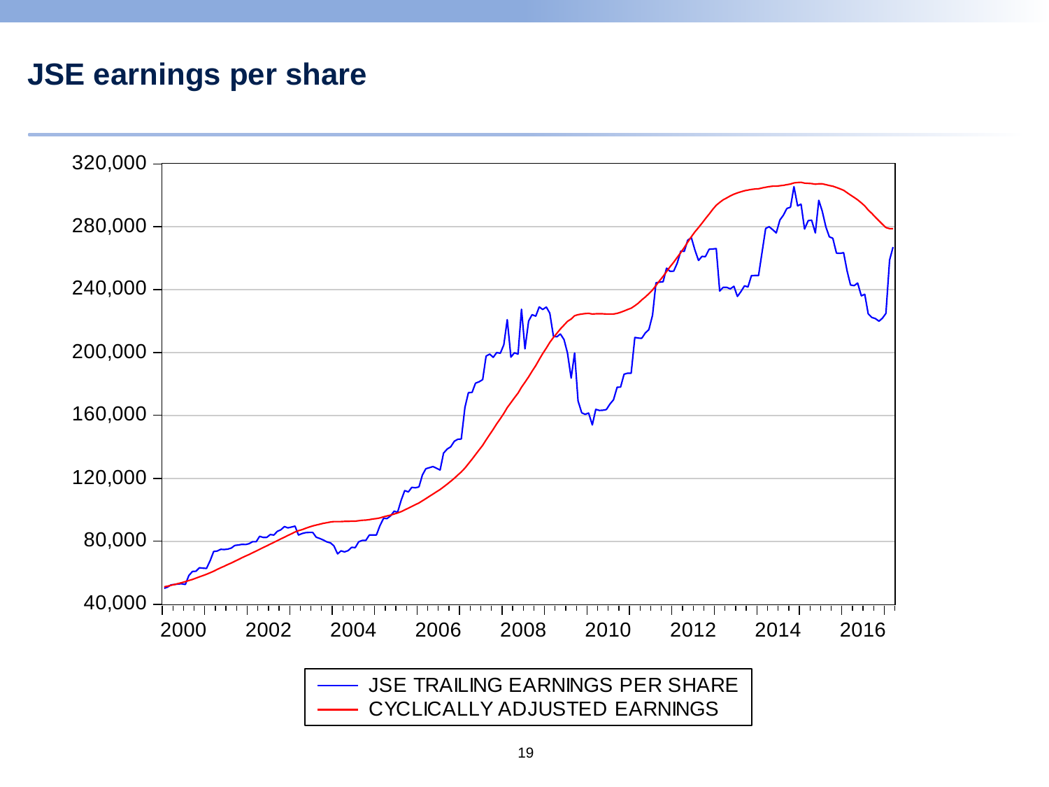# JSE earnings per share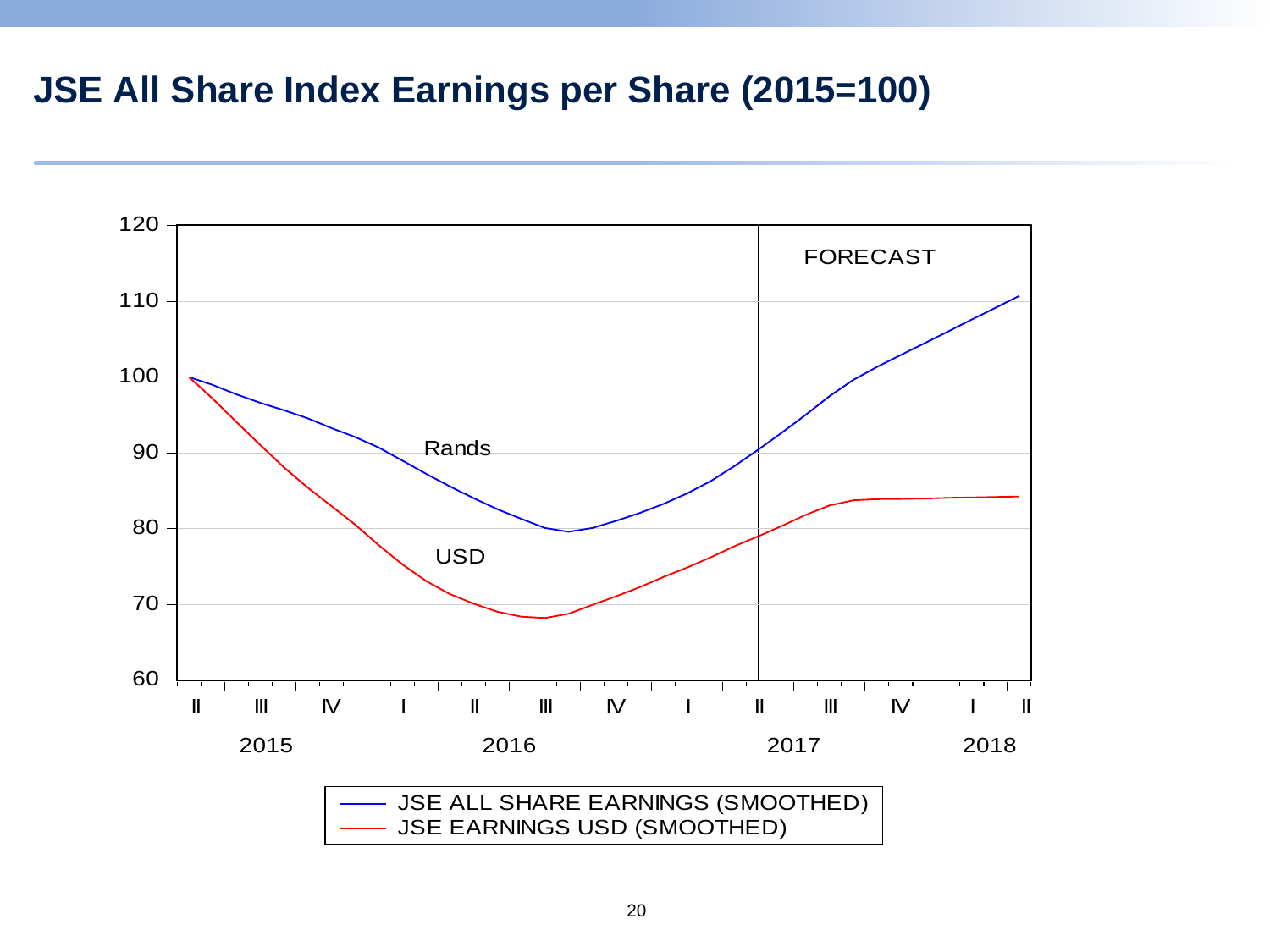# JSE All Share Index Earnings per Share (2015=100)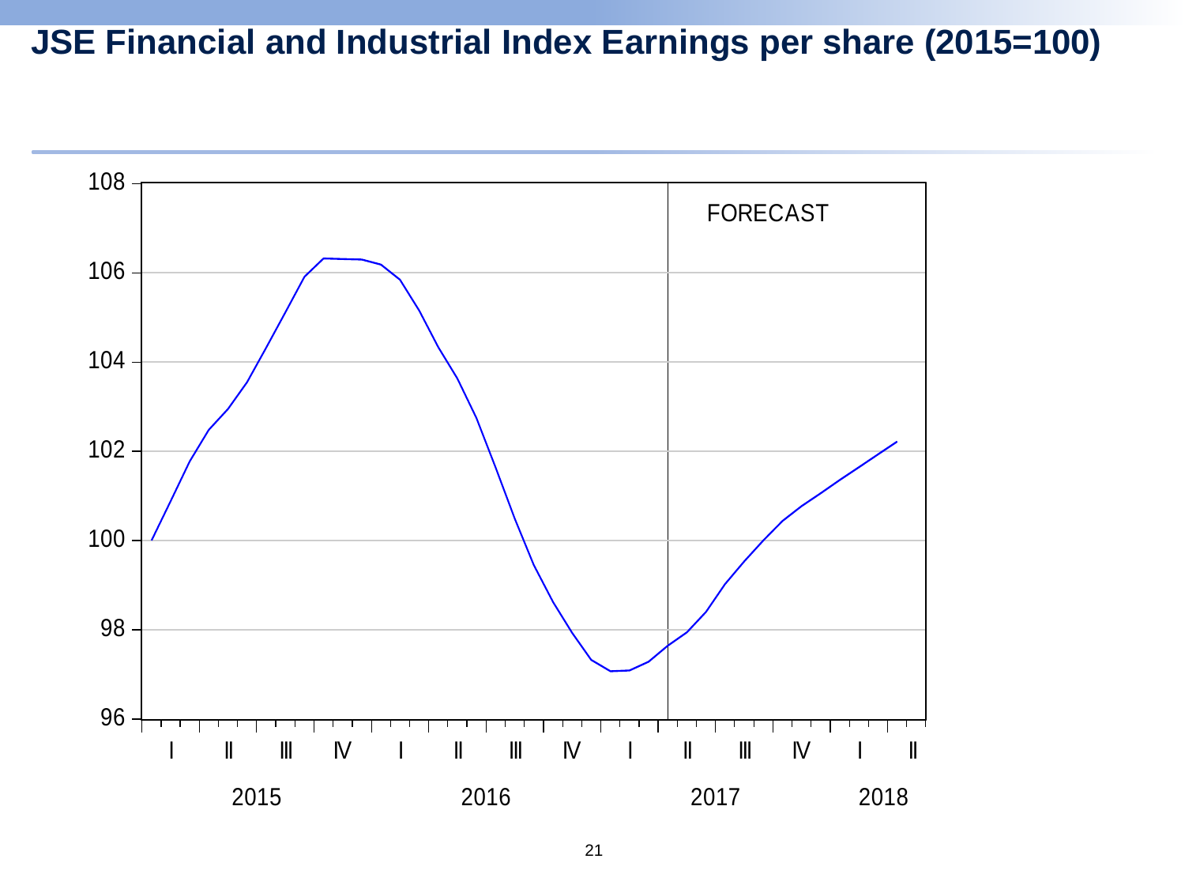# JSE Financial and Industrial Index Earnings per share (2015=100)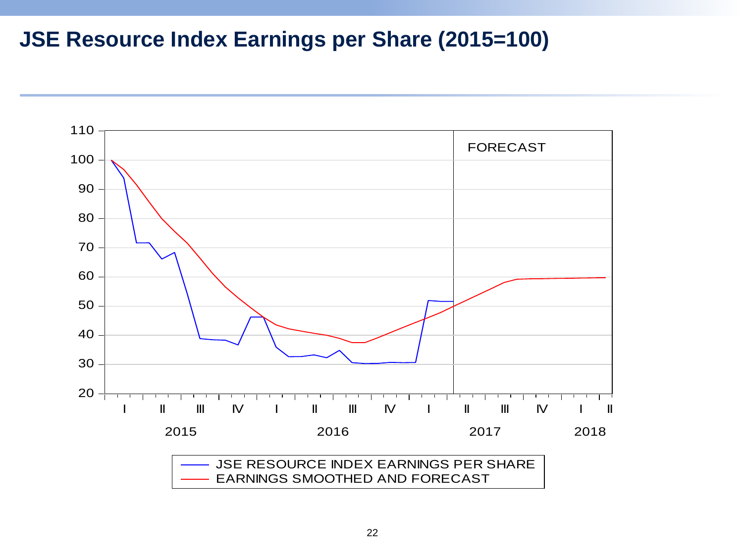# JSE Resource Index Earnings per Share (2015=100)

FORECAST

JSE RESOURCE INDEX EARNINGS PER SHARE

EARNINGS SMOOTHED AND FORECAST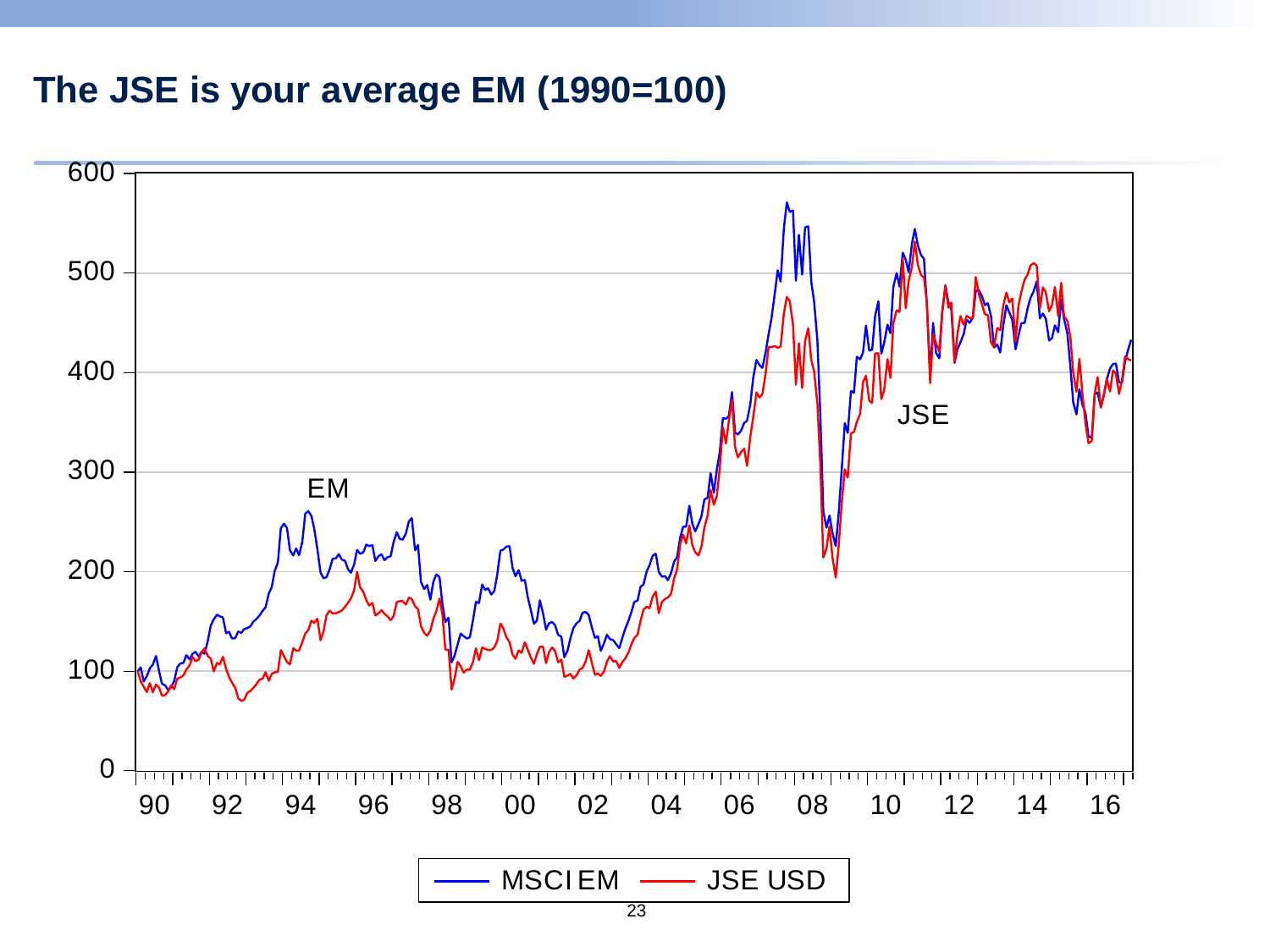# The JSE is your average EM (1990=100)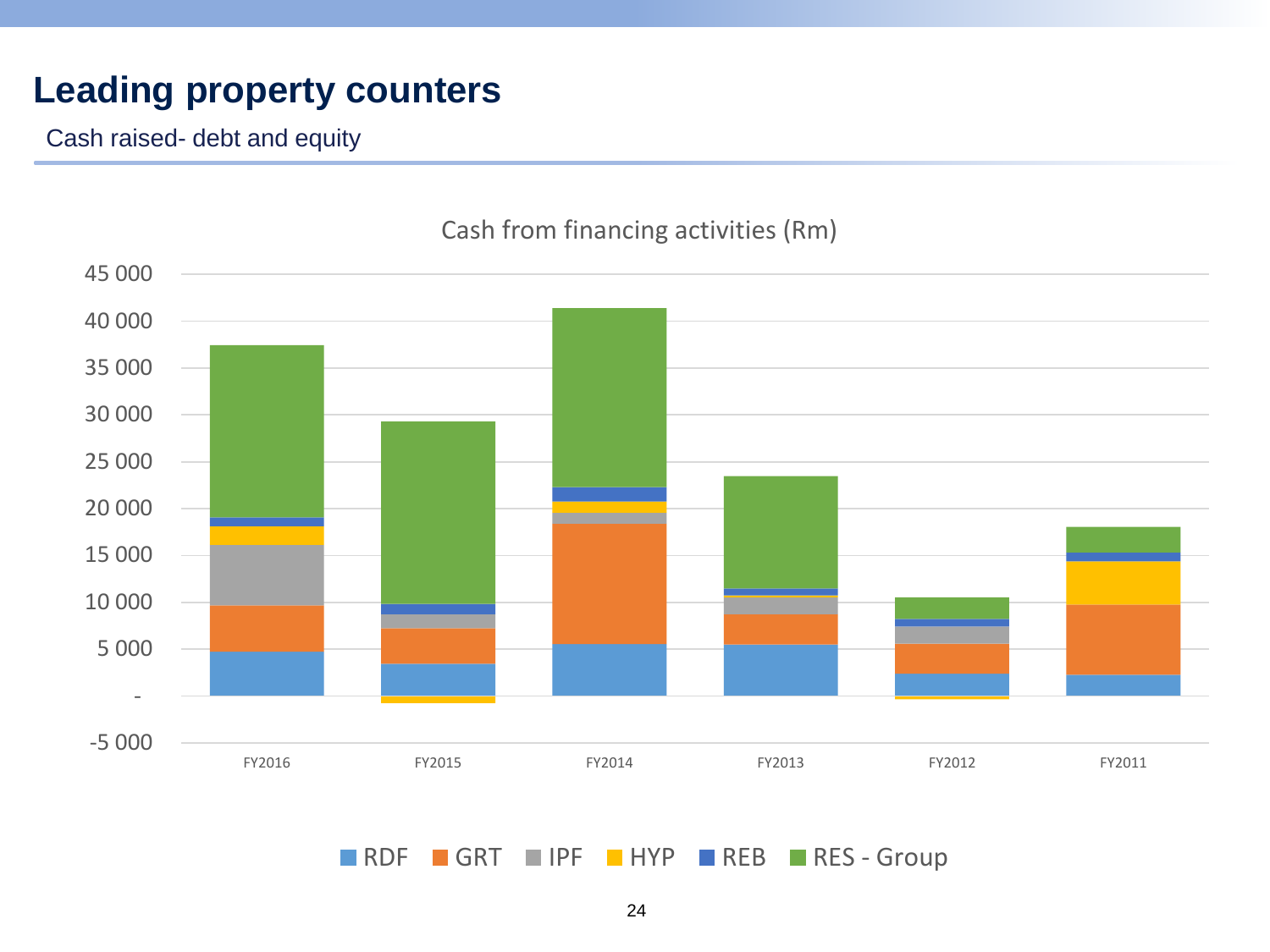# Leading property counters

Cash raised- debt and equity

Cash from financing activities (Rm)

45 000
40 000
35 000
30 000
25 000
20 000
15 000
10 000
5 000
-
-5 000

FY2016 FY2015 FY2014 FY2013 FY2012 FY2011

RDF GRT IPF HYP REB RES - Group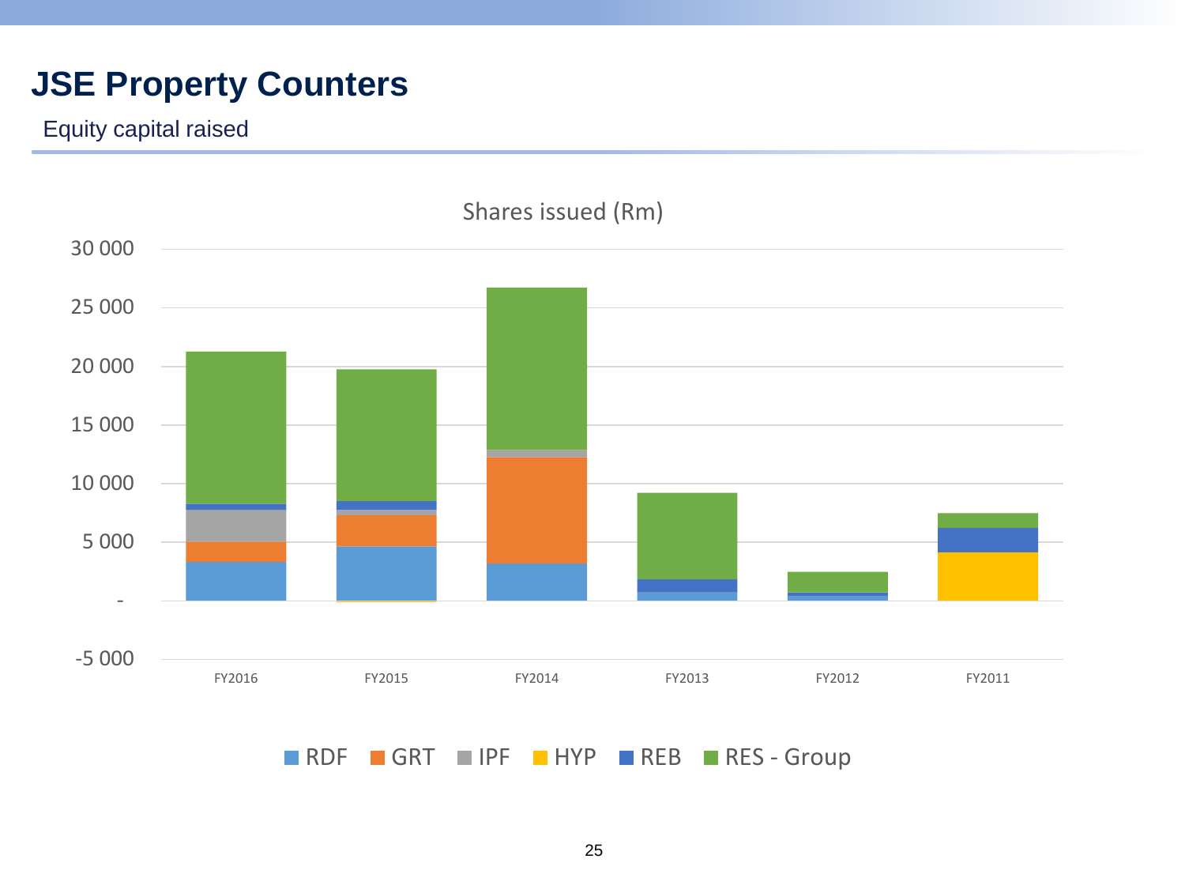# JSE Property Counters

Equity capital raised

Shares issued (Rm)

30 000
25 000
20 000
15 000
10 000
5 000
-
-5 000

FY2016 FY2015 FY2014 FY2013 FY2012 FY2011

RDF GRT IPF HYP REB RES - Group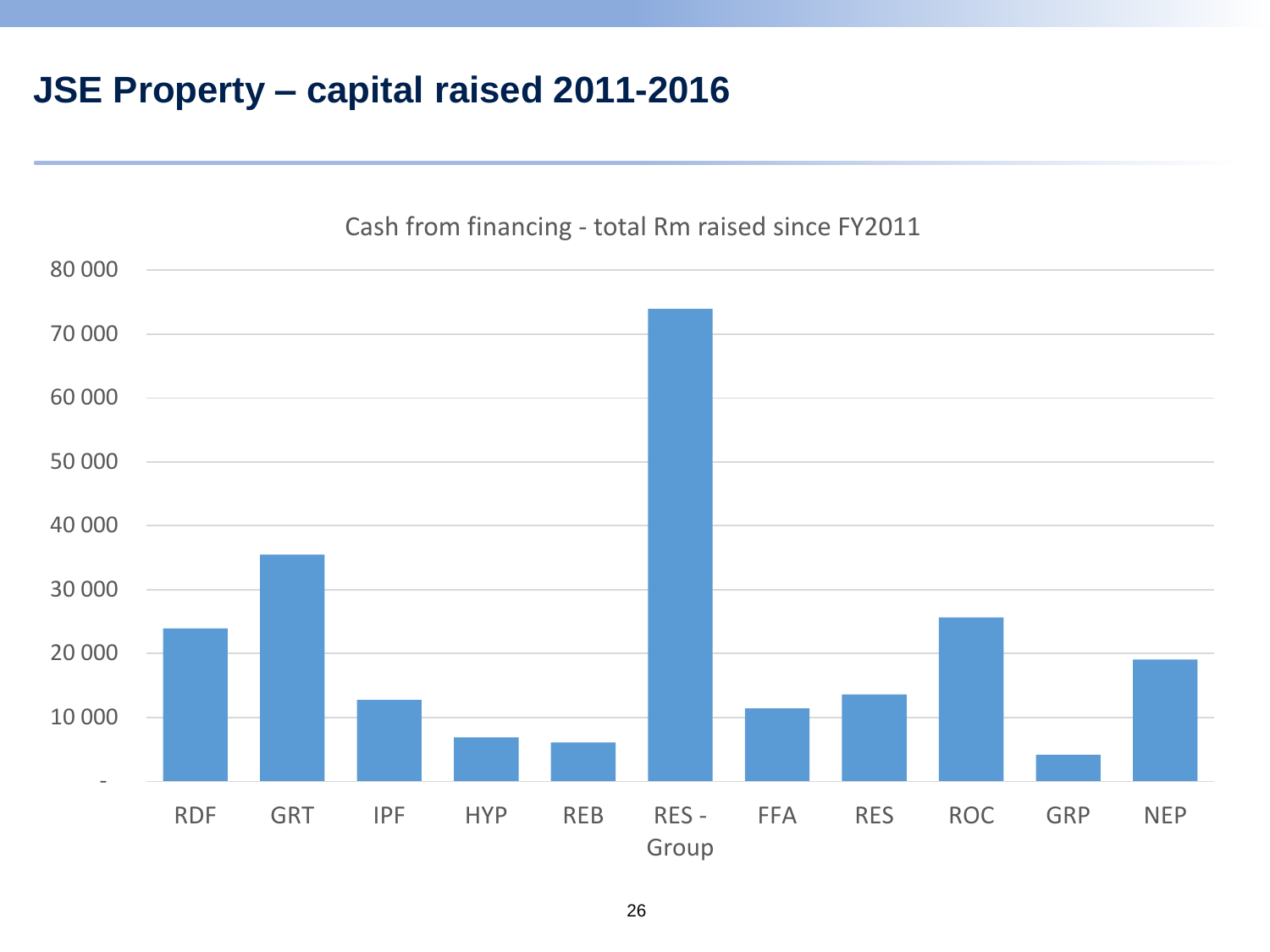# JSE Property – capital raised 2011-2016

Cash from financing - total Rm raised since FY2011

| Company | Rm raised (approx.) |
|---|---|
| RDF | 24 000 |
| GRT | 35 500 |
| IPF | 12 800 |
| HYP | 7 000 |
| REB | 6 100 |
| RES - Group | 74 000 |
| FFA | 11 500 |
| RES | 13 600 |
| ROC | 25 700 |
| GRP | 4 200 |
| NEP | 19 100 |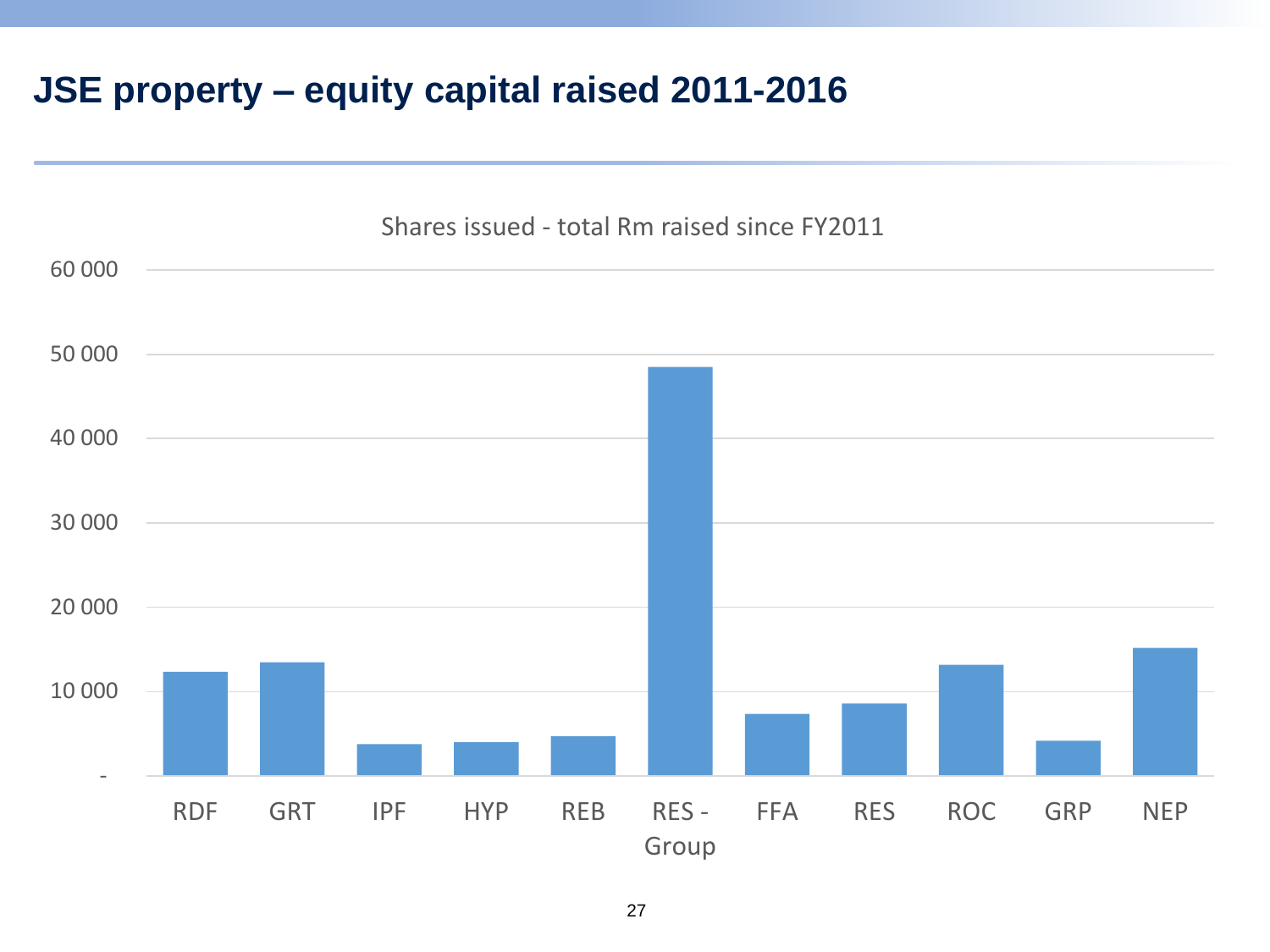# JSE property – equity capital raised 2011-2016

Shares issued - total Rm raised since FY2011

60 000

50 000

40 000

30 000

20 000

10 000

-

RDF GRT IPF HYP REB RES - Group FFA RES ROC GRP NEP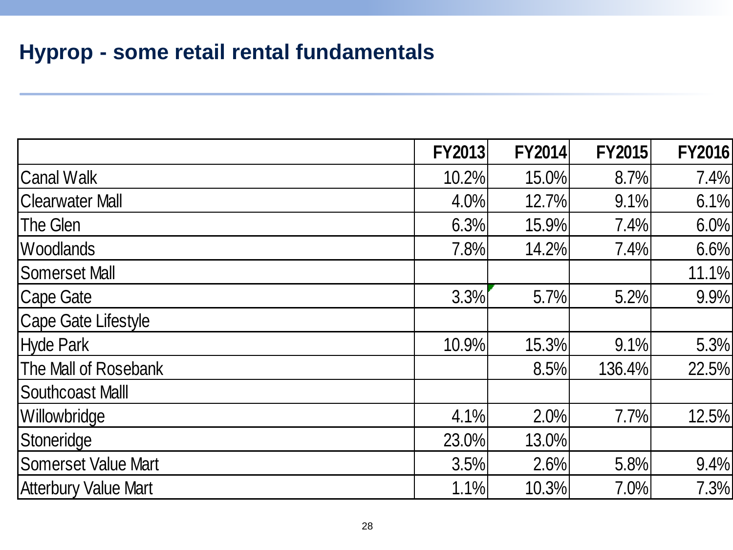# Hyprop - some retail rental fundamentals

| | FY2013 | FY2014 | FY2015 | FY2016 |
|---|---|---|---|---|
| Canal Walk | 10.2% | 15.0% | 8.7% | 7.4% |
| Clearwater Mall | 4.0% | 12.7% | 9.1% | 6.1% |
| The Glen | 6.3% | 15.9% | 7.4% | 6.0% |
| Woodlands | 7.8% | 14.2% | 7.4% | 6.6% |
| Somerset Mall | | | | 11.1% |
| Cape Gate | 3.3% | 5.7% | 5.2% | 9.9% |
| Cape Gate Lifestyle | | | | |
| Hyde Park | 10.9% | 15.3% | 9.1% | 5.3% |
| The Mall of Rosebank | | 8.5% | 136.4% | 22.5% |
| Southcoast Malll | | | | |
| Willowbridge | 4.1% | 2.0% | 7.7% | 12.5% |
| Stoneridge | 23.0% | 13.0% | | |
| Somerset Value Mart | 3.5% | 2.6% | 5.8% | 9.4% |
| Atterbury Value Mart | 1.1% | 10.3% | 7.0% | 7.3% |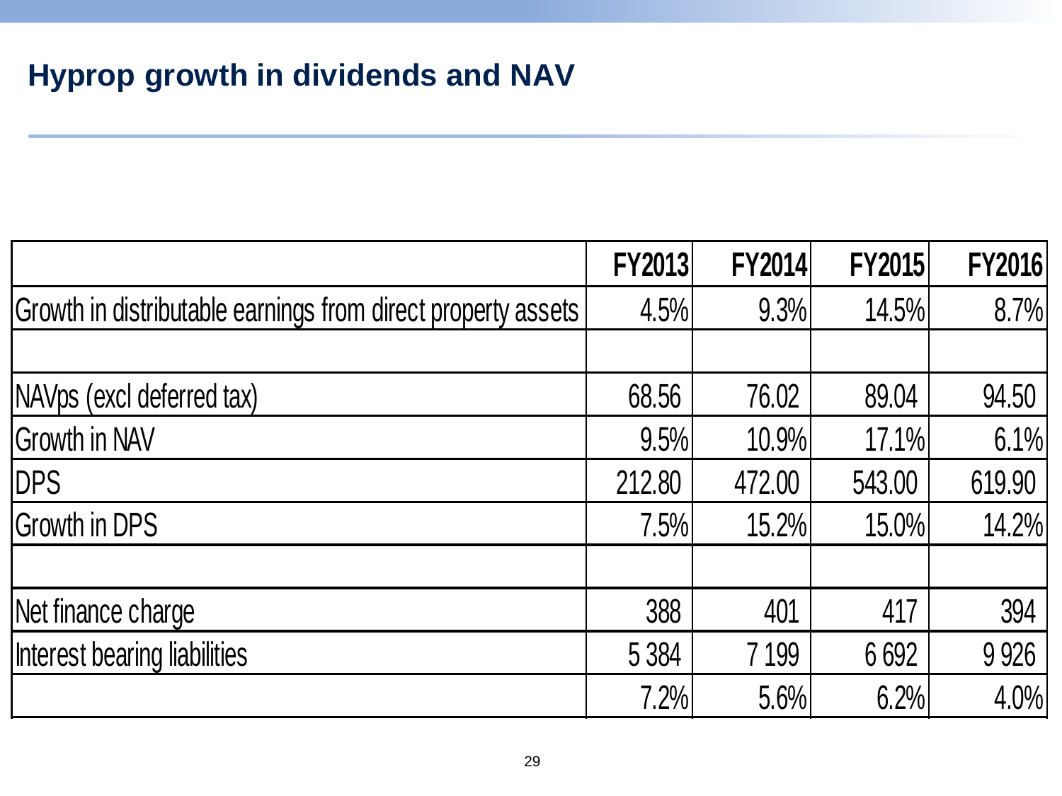# Hyprop growth in dividends and NAV

| | FY2013 | FY2014 | FY2015 | FY2016 |
|---|---|---|---|---|
| Growth in distributable earnings from direct property assets | 4.5% | 9.3% | 14.5% | 8.7% |
| | | | | |
| NAVps (excl deferred tax) | 68.56 | 76.02 | 89.04 | 94.50 |
| Growth in NAV | 9.5% | 10.9% | 17.1% | 6.1% |
| DPS | 212.80 | 472.00 | 543.00 | 619.90 |
| Growth in DPS | 7.5% | 15.2% | 15.0% | 14.2% |
| | | | | |
| Net finance charge | 388 | 401 | 417 | 394 |
| Interest bearing liabilities | 5 384 | 7 199 | 6 692 | 9 926 |
| | 7.2% | 5.6% | 6.2% | 4.0% |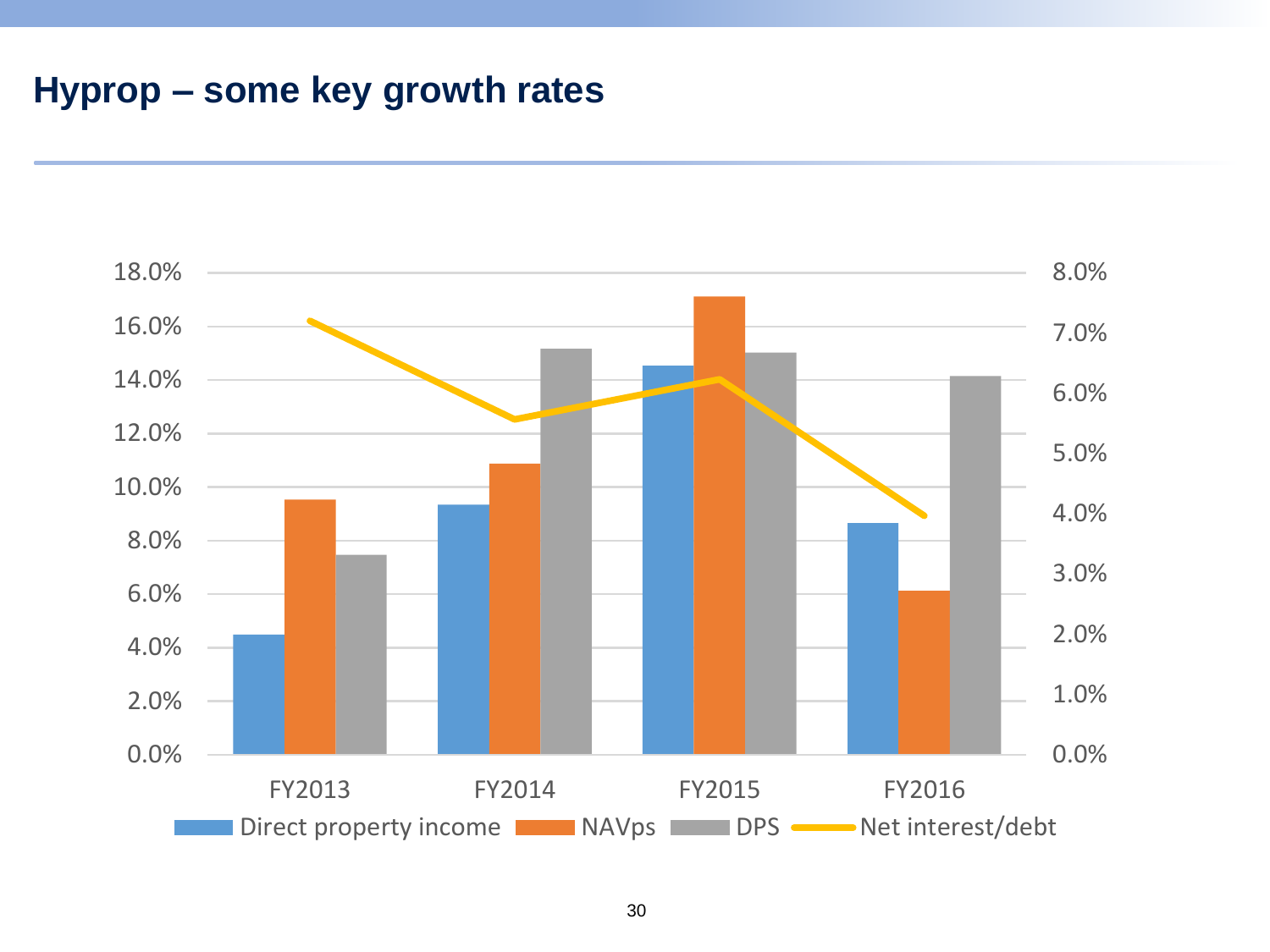# Hyprop – some key growth rates

18.0%
16.0%
14.0%
12.0%
10.0%
8.0%
6.0%
4.0%
2.0%
0.0%

8.0%
7.0%
6.0%
5.0%
4.0%
3.0%
2.0%
1.0%
0.0%

FY2013
FY2014
FY2015
FY2016

Direct property income
NAVps
DPS
Net interest/debt